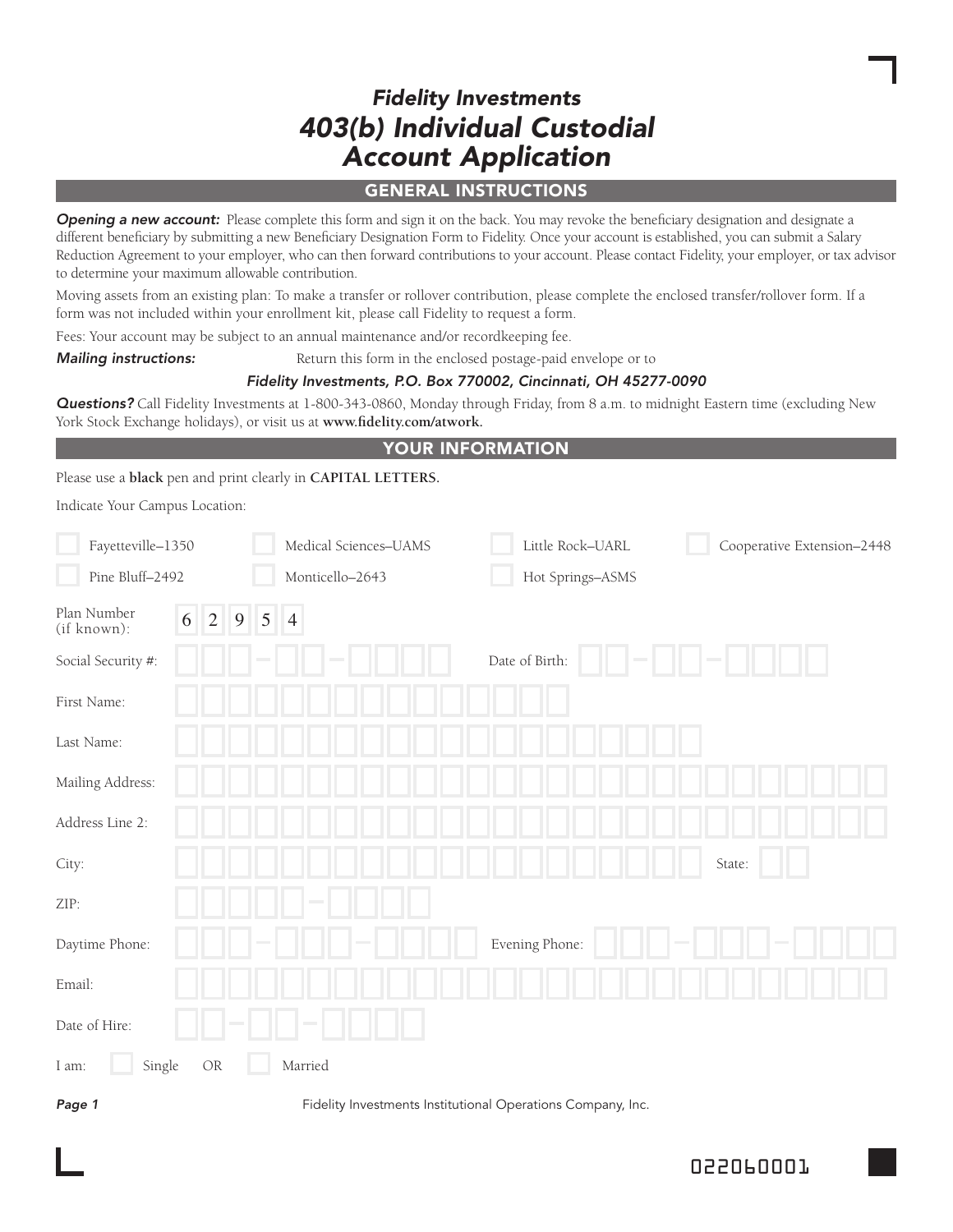# Fidelity Investments

# 403(b) Individual Custodial Account Application

## GENERAL INSTRUCTIONS

***Opening a new account:*** Please complete this form and sign it on the back. You may revoke the beneficiary designation and designate a different beneficiary by submitting a new Beneficiary Designation Form to Fidelity. Once your account is established, you can submit a Salary Reduction Agreement to your employer, who can then forward contributions to your account. Please contact Fidelity, your employer, or tax advisor to determine your maximum allowable contribution.

Moving assets from an existing plan: To make a transfer or rollover contribution, please complete the enclosed transfer/rollover form. If a form was not included within your enrollment kit, please call Fidelity to request a form.

Fees: Your account may be subject to an annual maintenance and/or recordkeeping fee.

***Mailing instructions:*** Return this form in the enclosed postage-paid envelope or to

*Fidelity Investments, P.O. Box 770002, Cincinnati, OH 45277-0090*

***Questions?*** Call Fidelity Investments at 1-800-343-0860, Monday through Friday, from 8 a.m. to midnight Eastern time (excluding New York Stock Exchange holidays), or visit us at **www.fidelity.com/atwork.**

## YOUR INFORMATION

Please use a **black** pen and print clearly in **CAPITAL LETTERS.**

Indicate Your Campus Location:

- ☐ Fayetteville–1350
- ☐ Medical Sciences–UAMS
- ☐ Little Rock–UARL
- ☐ Cooperative Extension–2448
- ☐ Pine Bluff–2492
- ☐ Monticello–2643
- ☐ Hot Springs–ASMS

Plan Number (if known): 6 2 9 5 4

Social Security #: ___-__-____ Date of Birth: __-__-____

First Name:

Last Name:

Mailing Address:

Address Line 2:

City: State:

ZIP: _____-____

Daytime Phone: ___-___-____ Evening Phone: ___-___-____

Email:

Date of Hire: __-__-____

I am: ☐ Single OR ☐ Married

Fidelity Investments Institutional Operations Company, Inc.

022060001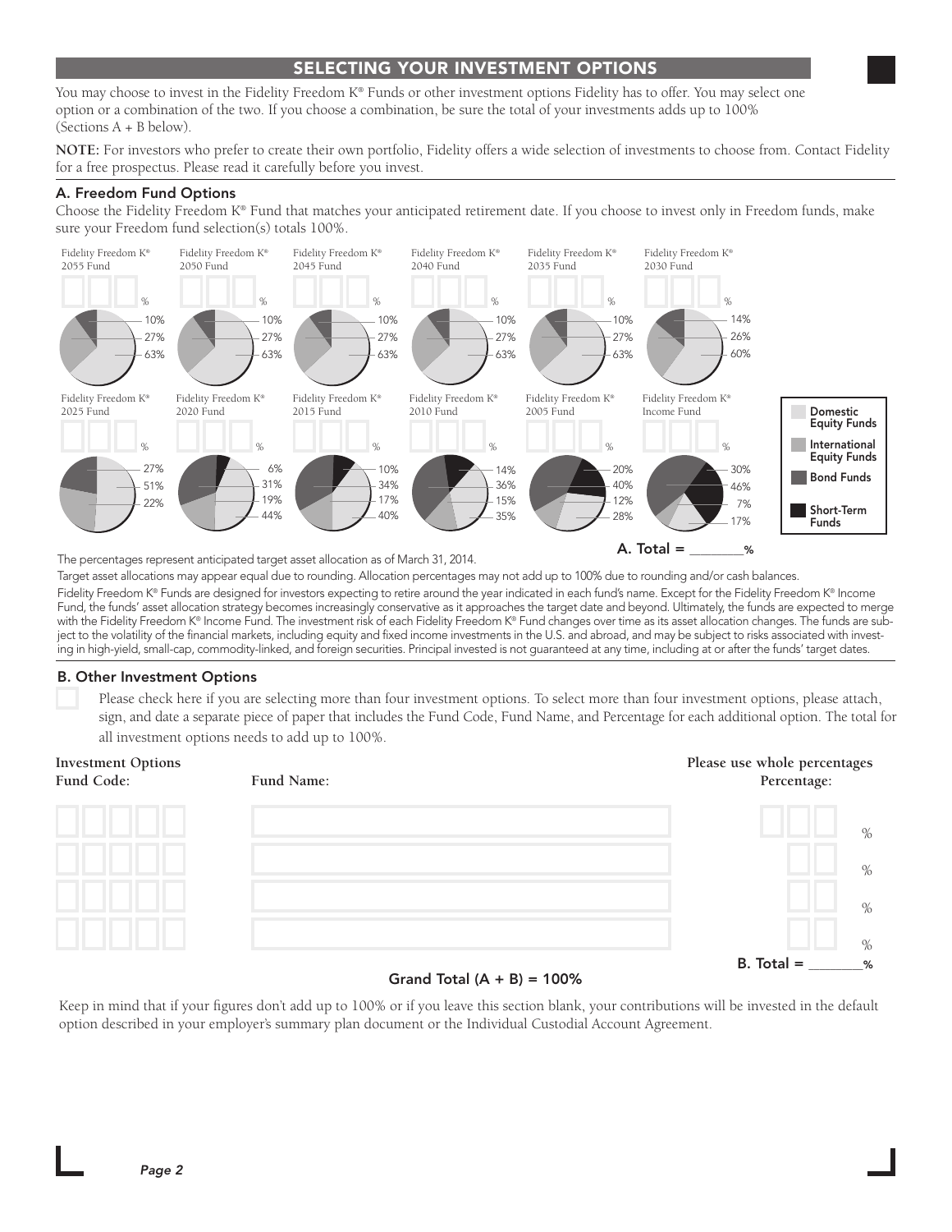## SELECTING YOUR INVESTMENT OPTIONS

You may choose to invest in the Fidelity Freedom K® Funds or other investment options Fidelity has to offer. You may select one option or a combination of the two. If you choose a combination, be sure the total of your investments adds up to 100% (Sections A + B below).

**NOTE:** For investors who prefer to create their own portfolio, Fidelity offers a wide selection of investments to choose from. Contact Fidelity for a free prospectus. Please read it carefully before you invest.

### A. Freedom Fund Options

Choose the Fidelity Freedom K® Fund that matches your anticipated retirement date. If you choose to invest only in Freedom funds, make sure your Freedom fund selection(s) totals 100%.

| Fund | Selection | Allocations shown |
|---|---|---|
| Fidelity Freedom K® 2055 Fund | ___ % | 10%, 27%, 63% |
| Fidelity Freedom K® 2050 Fund | ___ % | 10%, 27%, 63% |
| Fidelity Freedom K® 2045 Fund | ___ % | 10%, 27%, 63% |
| Fidelity Freedom K® 2040 Fund | ___ % | 10%, 27%, 63% |
| Fidelity Freedom K® 2035 Fund | ___ % | 10%, 27%, 63% |
| Fidelity Freedom K® 2030 Fund | ___ % | 14%, 26%, 60% |
| Fidelity Freedom K® 2025 Fund | ___ % | 27%, 51%, 22% |
| Fidelity Freedom K® 2020 Fund | ___ % | 6%, 31%, 19%, 44% |
| Fidelity Freedom K® 2015 Fund | ___ % | 10%, 34%, 17%, 40% |
| Fidelity Freedom K® 2010 Fund | ___ % | 14%, 36%, 15%, 35% |
| Fidelity Freedom K® 2005 Fund | ___ % | 20%, 40%, 12%, 28% |
| Fidelity Freedom K® Income Fund | ___ % | 30%, 46%, 7%, 17% |

Legend: Domestic Equity Funds; International Equity Funds; Bond Funds; Short-Term Funds

**A. Total = ________%**

The percentages represent anticipated target asset allocation as of March 31, 2014.

Target asset allocations may appear equal due to rounding. Allocation percentages may not add up to 100% due to rounding and/or cash balances.

Fidelity Freedom K® Funds are designed for investors expecting to retire around the year indicated in each fund's name. Except for the Fidelity Freedom K® Income Fund, the funds' asset allocation strategy becomes increasingly conservative as it approaches the target date and beyond. Ultimately, the funds are expected to merge with the Fidelity Freedom K® Income Fund. The investment risk of each Fidelity Freedom K® Fund changes over time as its asset allocation changes. The funds are subject to the volatility of the financial markets, including equity and fixed income investments in the U.S. and abroad, and may be subject to risks associated with investing in high-yield, small-cap, commodity-linked, and foreign securities. Principal invested is not guaranteed at any time, including at or after the funds' target dates.

### B. Other Investment Options

☐ Please check here if you are selecting more than four investment options. To select more than four investment options, please attach, sign, and date a separate piece of paper that includes the Fund Code, Fund Name, and Percentage for each additional option. The total for all investment options needs to add up to 100%.

| Investment Options Fund Code: | Fund Name: | Please use whole percentages Percentage: |
|---|---|---|
| | | % |
| | | % |
| | | % |
| | | % |

**B. Total = ________%**

**Grand Total (A + B) = 100%**

Keep in mind that if your figures don't add up to 100% or if you leave this section blank, your contributions will be invested in the default option described in your employer's summary plan document or the Individual Custodial Account Agreement.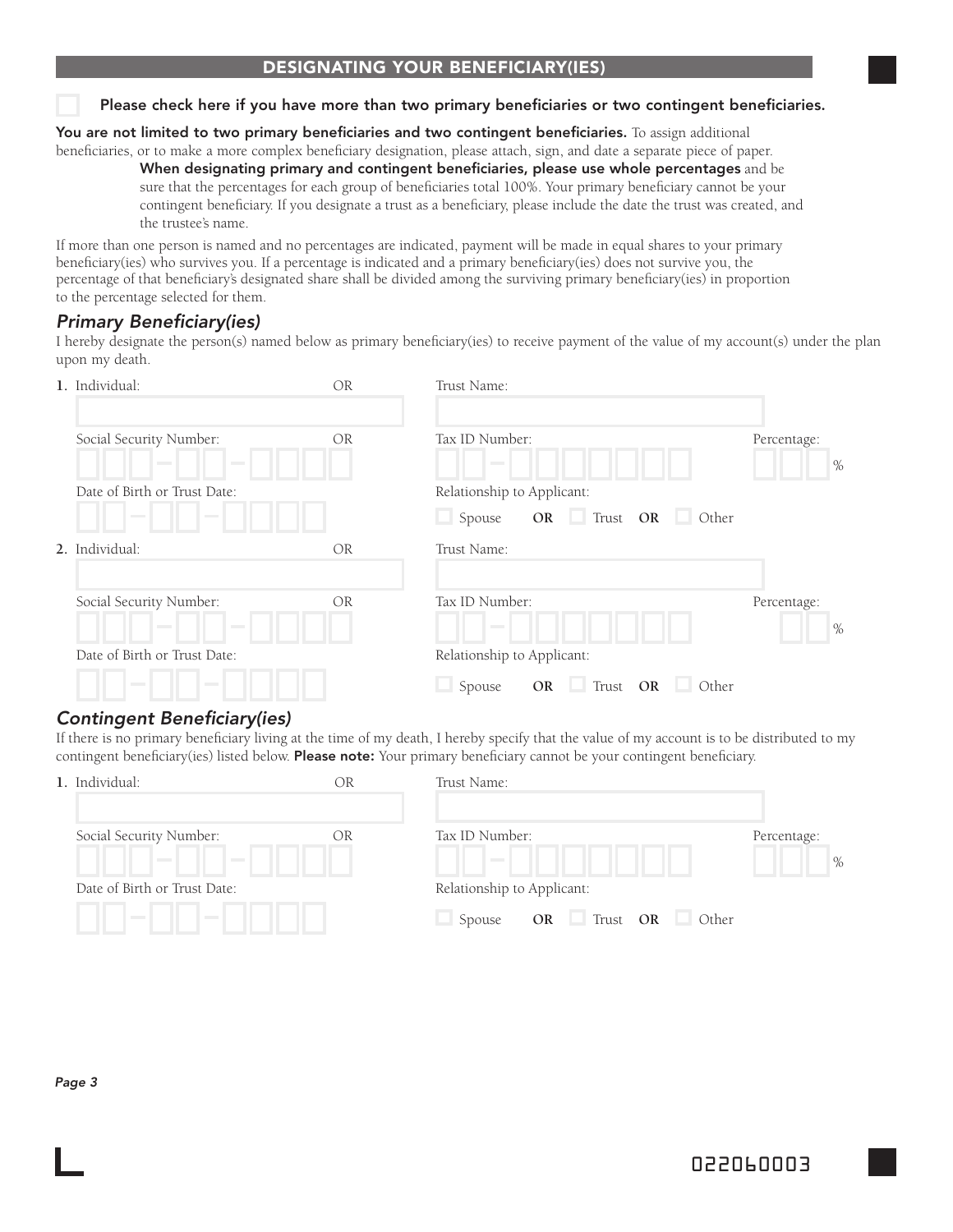## DESIGNATING YOUR BENEFICIARY(IES)

☐ **Please check here if you have more than two primary beneficiaries or two contingent beneficiaries.**

**You are not limited to two primary beneficiaries and two contingent beneficiaries.** To assign additional beneficiaries, or to make a more complex beneficiary designation, please attach, sign, and date a separate piece of paper.

**When designating primary and contingent beneficiaries, please use whole percentages** and be sure that the percentages for each group of beneficiaries total 100%. Your primary beneficiary cannot be your contingent beneficiary. If you designate a trust as a beneficiary, please include the date the trust was created, and the trustee's name.

If more than one person is named and no percentages are indicated, payment will be made in equal shares to your primary beneficiary(ies) who survives you. If a percentage is indicated and a primary beneficiary(ies) does not survive you, the percentage of that beneficiary's designated share shall be divided among the surviving primary beneficiary(ies) in proportion to the percentage selected for them.

### *Primary Beneficiary(ies)*

I hereby designate the person(s) named below as primary beneficiary(ies) to receive payment of the value of my account(s) under the plan upon my death.

**1.** Individual: ____________________ OR Trust Name: ____________________

Social Security Number: ___-__-____ OR Tax ID Number: __-_______ Percentage: ___ %

Date of Birth or Trust Date: __-__-____

Relationship to Applicant: ☐ Spouse **OR** ☐ Trust **OR** ☐ Other

**2.** Individual: ____________________ OR Trust Name: ____________________

Social Security Number: ___-__-____ OR Tax ID Number: __-_______ Percentage: __ %

Date of Birth or Trust Date: __-__-____

Relationship to Applicant: ☐ Spouse **OR** ☐ Trust **OR** ☐ Other

### *Contingent Beneficiary(ies)*

If there is no primary beneficiary living at the time of my death, I hereby specify that the value of my account is to be distributed to my contingent beneficiary(ies) listed below. **Please note:** Your primary beneficiary cannot be your contingent beneficiary.

**1.** Individual: ____________________ OR Trust Name: ____________________

Social Security Number: ___-__-____ OR Tax ID Number: __-_______ Percentage: ___ %

Date of Birth or Trust Date: __-__-____

Relationship to Applicant: ☐ Spouse **OR** ☐ Trust **OR** ☐ Other

022060003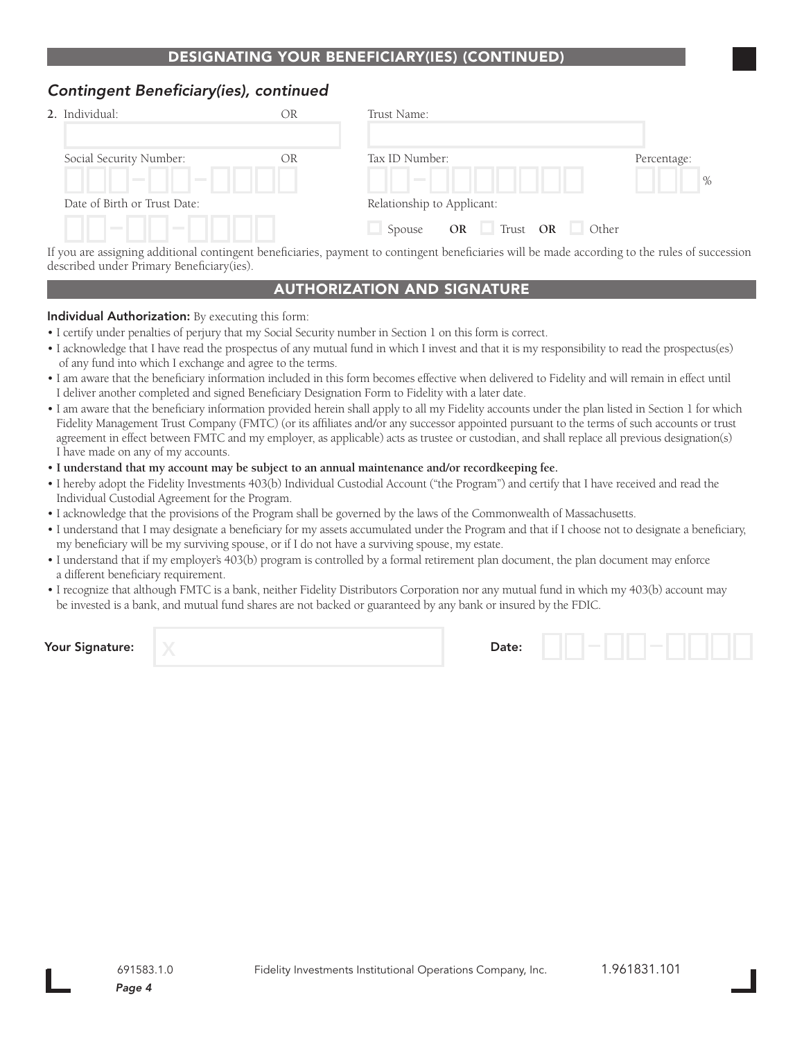## DESIGNATING YOUR BENEFICIARY(IES) (CONTINUED)

### *Contingent Beneficiary(ies), continued*

**2.** Individual: OR Trust Name:

Social Security Number: OR Tax ID Number: Percentage: %

Date of Birth or Trust Date: Relationship to Applicant:

☐ Spouse **OR** ☐ Trust **OR** ☐ Other

If you are assigning additional contingent beneficiaries, payment to contingent beneficiaries will be made according to the rules of succession described under Primary Beneficiary(ies).

## AUTHORIZATION AND SIGNATURE

**Individual Authorization:** By executing this form:

- I certify under penalties of perjury that my Social Security number in Section 1 on this form is correct.
- I acknowledge that I have read the prospectus of any mutual fund in which I invest and that it is my responsibility to read the prospectus(es) of any fund into which I exchange and agree to the terms.
- I am aware that the beneficiary information included in this form becomes effective when delivered to Fidelity and will remain in effect until I deliver another completed and signed Beneficiary Designation Form to Fidelity with a later date.
- I am aware that the beneficiary information provided herein shall apply to all my Fidelity accounts under the plan listed in Section 1 for which Fidelity Management Trust Company (FMTC) (or its affiliates and/or any successor appointed pursuant to the terms of such accounts or trust agreement in effect between FMTC and my employer, as applicable) acts as trustee or custodian, and shall replace all previous designation(s) I have made on any of my accounts.
- **I understand that my account may be subject to an annual maintenance and/or recordkeeping fee.**
- I hereby adopt the Fidelity Investments 403(b) Individual Custodial Account ("the Program") and certify that I have received and read the Individual Custodial Agreement for the Program.
- I acknowledge that the provisions of the Program shall be governed by the laws of the Commonwealth of Massachusetts.
- I understand that I may designate a beneficiary for my assets accumulated under the Program and that if I choose not to designate a beneficiary, my beneficiary will be my surviving spouse, or if I do not have a surviving spouse, my estate.
- I understand that if my employer's 403(b) program is controlled by a formal retirement plan document, the plan document may enforce a different beneficiary requirement.
- I recognize that although FMTC is a bank, neither Fidelity Distributors Corporation nor any mutual fund in which my 403(b) account may be invested is a bank, and mutual fund shares are not backed or guaranteed by any bank or insured by the FDIC.

**Your Signature:** X **Date:**

691583.1.0 Fidelity Investments Institutional Operations Company, Inc. 1.961831.101